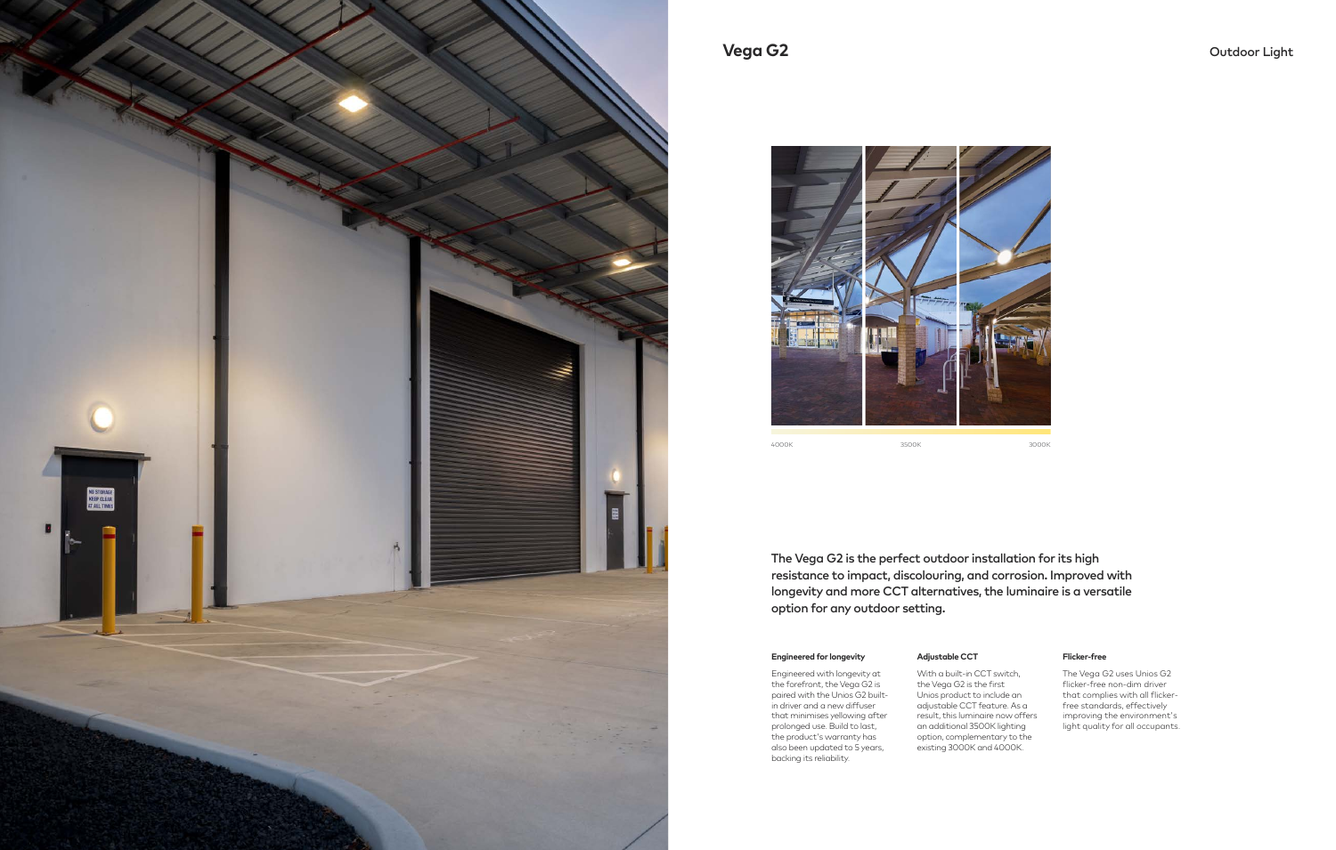# Vega G2

Outdoor Light

4000K 3500K 3000K

The Vega G2 is the perfect outdoor installation for its high resistance to impact, discolouring, and corrosion. Improved with longevity and more CCT alternatives, the luminaire is a versatile option for any outdoor setting.

**Engineered for longevity**

Engineered with longevity at the forefront, the Vega G2 is paired with the Unios G2 built-in driver and a new diffuser that minimises yellowing after prolonged use. Build to last, the product's warranty has also been updated to 5 years, backing its reliability.

**Adjustable CCT**

With a built-in CCT switch, the Vega G2 is the first Unios product to include an adjustable CCT feature. As a result, this luminaire now offers an additional 3500K lighting option, complementary to the existing 3000K and 4000K.

**Flicker-free**

The Vega G2 uses Unios G2 flicker-free non-dim driver that complies with all flicker-free standards, effectively improving the environment's light quality for all occupants.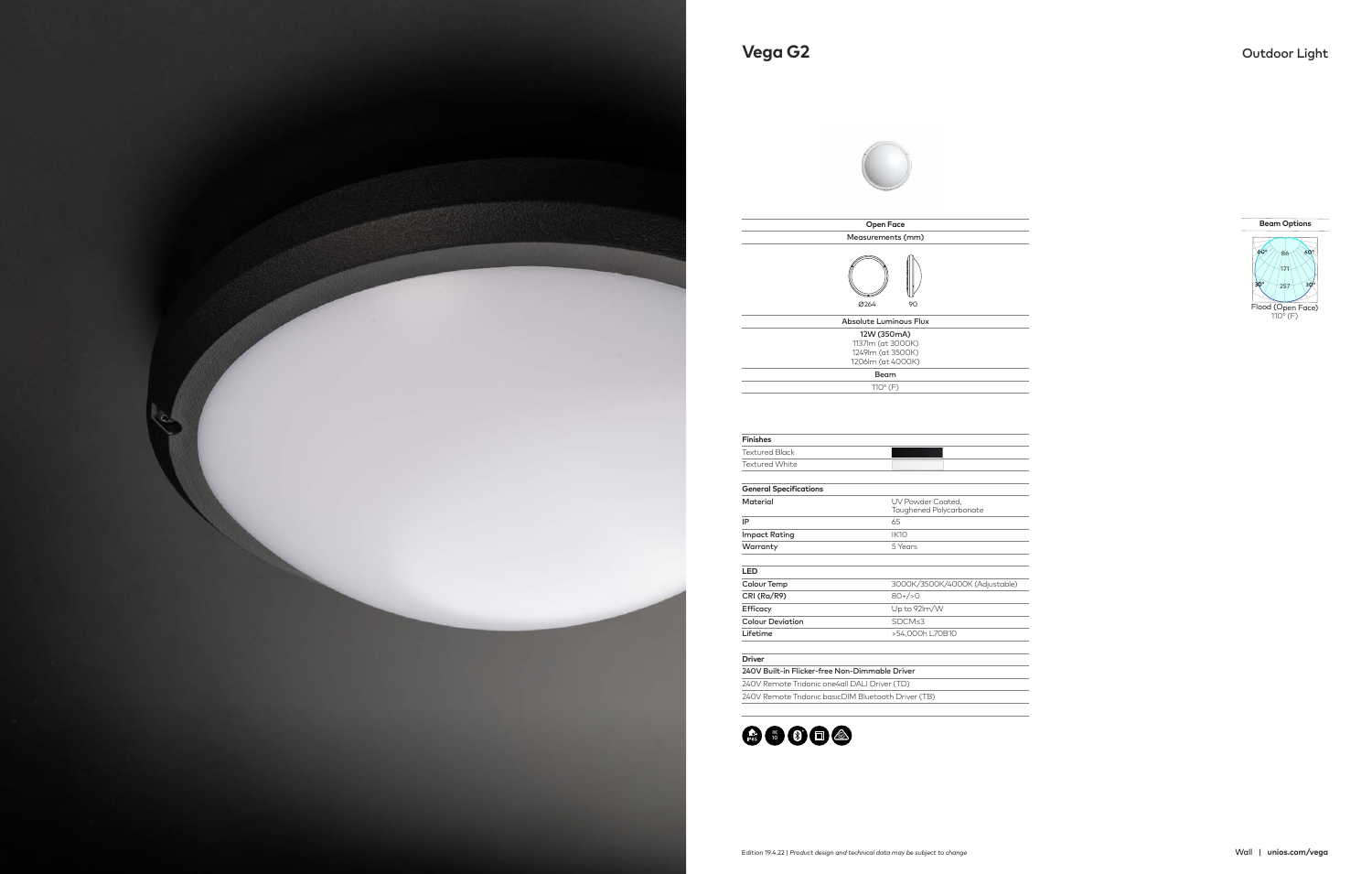# Vega G2

Outdoor Light

| Open Face |
| --- |
| Measurements (mm) |
| Ø264 90 |
| Absolute Luminous Flux |
| 12W (350mA)<br>1137lm (at 3000K)<br>1249lm (at 3500K)<br>1206lm (at 4000K) |
| Beam |
| 110° (F) |

**Beam Options**

60° 86 60°
171
30° 257 30°

Flood (Open Face)
110° (F)

| Finishes | |
| --- | --- |
| Textured Black | |
| Textured White | |

| General Specifications | |
| --- | --- |
| Material | UV Powder Coated, Toughened Polycarbonate |
| IP | 65 |
| Impact Rating | IK10 |
| Warranty | 5 Years |

| LED | |
| --- | --- |
| Colour Temp | 3000K/3500K/4000K (Adjustable) |
| CRI (Ra/R9) | 80+/>0 |
| Efficacy | Up to 92lm/W |
| Colour Deviation | SDCM≤3 |
| Lifetime | >54,000h L70B10 |

| Driver |
| --- |
| 240V Built-in Flicker-free Non-Dimmable Driver |
| 240V Remote Tridonic one4all DALI Driver (TD) |
| 240V Remote Tridonic basicDIM Bluetooth Driver (TB) |

Edition 19.4.22 | *Product design and technical data may be subject to change*

Wall | unios.com/vega